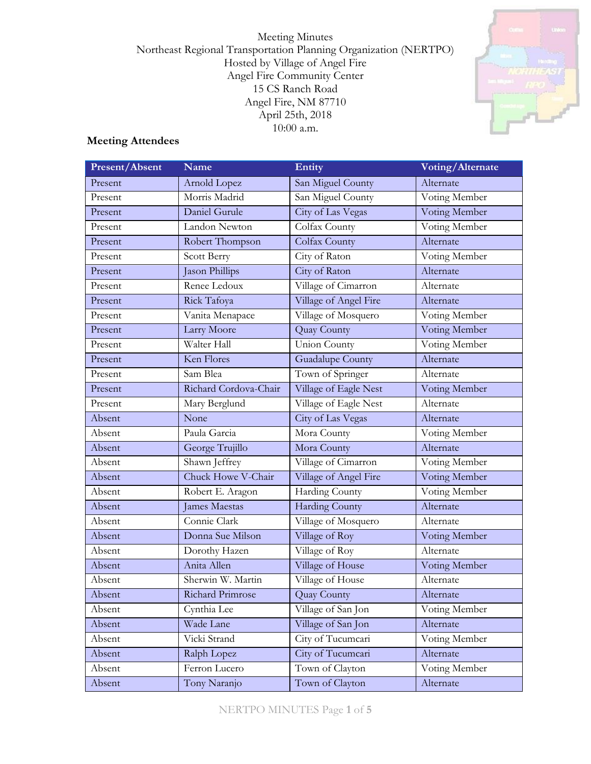Meeting Minutes
Northeast Regional Transportation Planning Organization (NERTPO)
Hosted by Village of Angel Fire
Angel Fire Community Center
15 CS Ranch Road
Angel Fire, NM 87710
April 25th, 2018
10:00 a.m.

## Meeting Attendees

| Present/Absent | Name | Entity | Voting/Alternate |
|---|---|---|---|
| Present | Arnold Lopez | San Miguel County | Alternate |
| Present | Morris Madrid | San Miguel County | Voting Member |
| Present | Daniel Gurule | City of Las Vegas | Voting Member |
| Present | Landon Newton | Colfax County | Voting Member |
| Present | Robert Thompson | Colfax County | Alternate |
| Present | Scott Berry | City of Raton | Voting Member |
| Present | Jason Phillips | City of Raton | Alternate |
| Present | Renee Ledoux | Village of Cimarron | Alternate |
| Present | Rick Tafoya | Village of Angel Fire | Alternate |
| Present | Vanita Menapace | Village of Mosquero | Voting Member |
| Present | Larry Moore | Quay County | Voting Member |
| Present | Walter Hall | Union County | Voting Member |
| Present | Ken Flores | Guadalupe County | Alternate |
| Present | Sam Blea | Town of Springer | Alternate |
| Present | Richard Cordova-Chair | Village of Eagle Nest | Voting Member |
| Present | Mary Berglund | Village of Eagle Nest | Alternate |
| Absent | None | City of Las Vegas | Alternate |
| Absent | Paula Garcia | Mora County | Voting Member |
| Absent | George Trujillo | Mora County | Alternate |
| Absent | Shawn Jeffrey | Village of Cimarron | Voting Member |
| Absent | Chuck Howe V-Chair | Village of Angel Fire | Voting Member |
| Absent | Robert E. Aragon | Harding County | Voting Member |
| Absent | James Maestas | Harding County | Alternate |
| Absent | Connie Clark | Village of Mosquero | Alternate |
| Absent | Donna Sue Milson | Village of Roy | Voting Member |
| Absent | Dorothy Hazen | Village of Roy | Alternate |
| Absent | Anita Allen | Village of House | Voting Member |
| Absent | Sherwin W. Martin | Village of House | Alternate |
| Absent | Richard Primrose | Quay County | Alternate |
| Absent | Cynthia Lee | Village of San Jon | Voting Member |
| Absent | Wade Lane | Village of San Jon | Alternate |
| Absent | Vicki Strand | City of Tucumcari | Voting Member |
| Absent | Ralph Lopez | City of Tucumcari | Alternate |
| Absent | Ferron Lucero | Town of Clayton | Voting Member |
| Absent | Tony Naranjo | Town of Clayton | Alternate |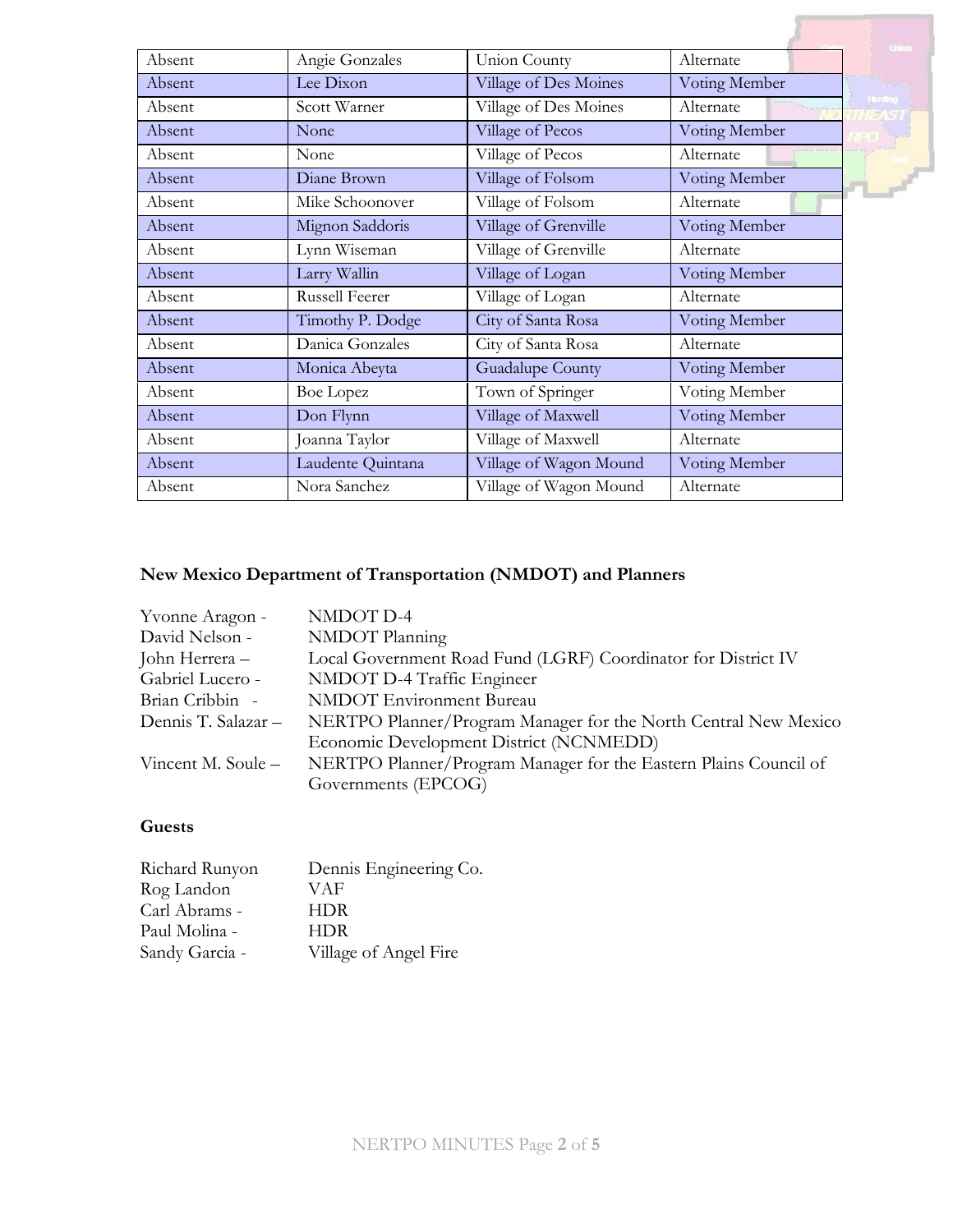| Absent | Angie Gonzales | Union County | Alternate |
|---|---|---|---|
| Absent | Lee Dixon | Village of Des Moines | Voting Member |
| Absent | Scott Warner | Village of Des Moines | Alternate |
| Absent | None | Village of Pecos | Voting Member |
| Absent | None | Village of Pecos | Alternate |
| Absent | Diane Brown | Village of Folsom | Voting Member |
| Absent | Mike Schoonover | Village of Folsom | Alternate |
| Absent | Mignon Saddoris | Village of Grenville | Voting Member |
| Absent | Lynn Wiseman | Village of Grenville | Alternate |
| Absent | Larry Wallin | Village of Logan | Voting Member |
| Absent | Russell Feerer | Village of Logan | Alternate |
| Absent | Timothy P. Dodge | City of Santa Rosa | Voting Member |
| Absent | Danica Gonzales | City of Santa Rosa | Alternate |
| Absent | Monica Abeyta | Guadalupe County | Voting Member |
| Absent | Boe Lopez | Town of Springer | Voting Member |
| Absent | Don Flynn | Village of Maxwell | Voting Member |
| Absent | Joanna Taylor | Village of Maxwell | Alternate |
| Absent | Laudente Quintana | Village of Wagon Mound | Voting Member |
| Absent | Nora Sanchez | Village of Wagon Mound | Alternate |

**New Mexico Department of Transportation (NMDOT) and Planners**

Yvonne Aragon - NMDOT D-4
David Nelson - NMDOT Planning
John Herrera – Local Government Road Fund (LGRF) Coordinator for District IV
Gabriel Lucero - NMDOT D-4 Traffic Engineer
Brian Cribbin - NMDOT Environment Bureau
Dennis T. Salazar – NERTPO Planner/Program Manager for the North Central New Mexico Economic Development District (NCNMEDD)
Vincent M. Soule – NERTPO Planner/Program Manager for the Eastern Plains Council of Governments (EPCOG)

**Guests**

Richard Runyon Dennis Engineering Co.
Rog Landon VAF
Carl Abrams - HDR
Paul Molina - HDR
Sandy Garcia - Village of Angel Fire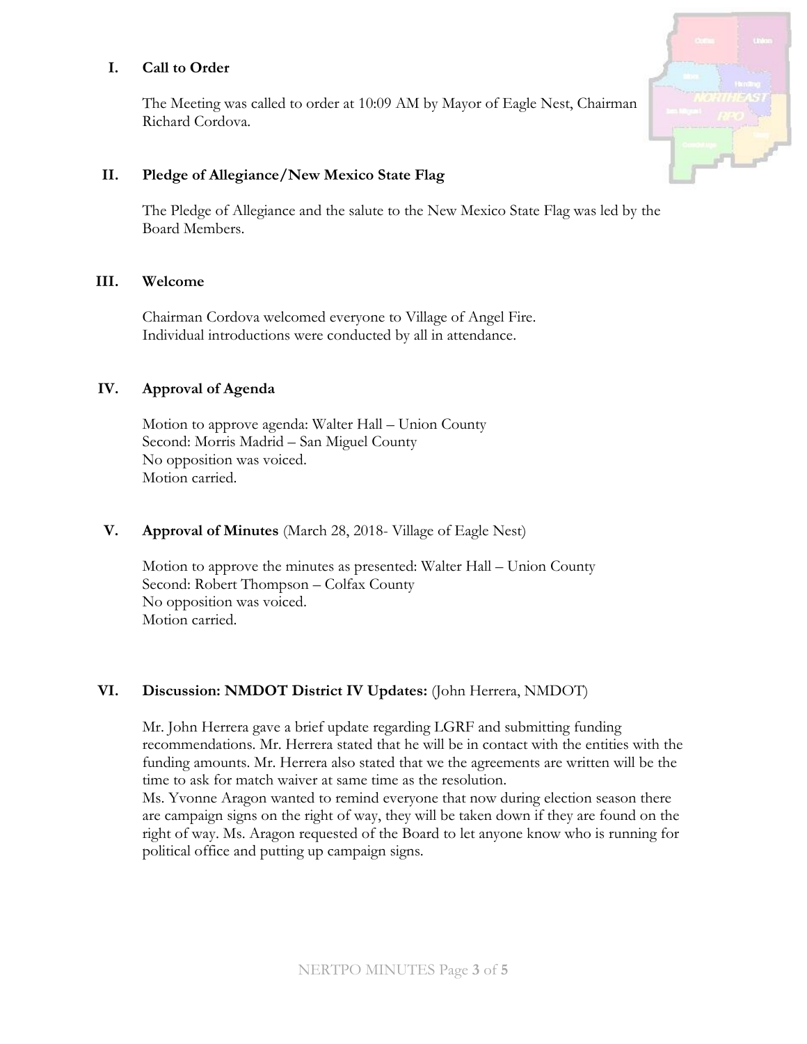## I. Call to Order

The Meeting was called to order at 10:09 AM by Mayor of Eagle Nest, Chairman Richard Cordova.

## II. Pledge of Allegiance/New Mexico State Flag

The Pledge of Allegiance and the salute to the New Mexico State Flag was led by the Board Members.

## III. Welcome

Chairman Cordova welcomed everyone to Village of Angel Fire.
Individual introductions were conducted by all in attendance.

## IV. Approval of Agenda

Motion to approve agenda: Walter Hall – Union County
Second: Morris Madrid – San Miguel County
No opposition was voiced.
Motion carried.

## V. Approval of Minutes (March 28, 2018- Village of Eagle Nest)

Motion to approve the minutes as presented: Walter Hall – Union County
Second: Robert Thompson – Colfax County
No opposition was voiced.
Motion carried.

## VI. Discussion: NMDOT District IV Updates: (John Herrera, NMDOT)

Mr. John Herrera gave a brief update regarding LGRF and submitting funding recommendations. Mr. Herrera stated that he will be in contact with the entities with the funding amounts. Mr. Herrera also stated that we the agreements are written will be the time to ask for match waiver at same time as the resolution.
Ms. Yvonne Aragon wanted to remind everyone that now during election season there are campaign signs on the right of way, they will be taken down if they are found on the right of way. Ms. Aragon requested of the Board to let anyone know who is running for political office and putting up campaign signs.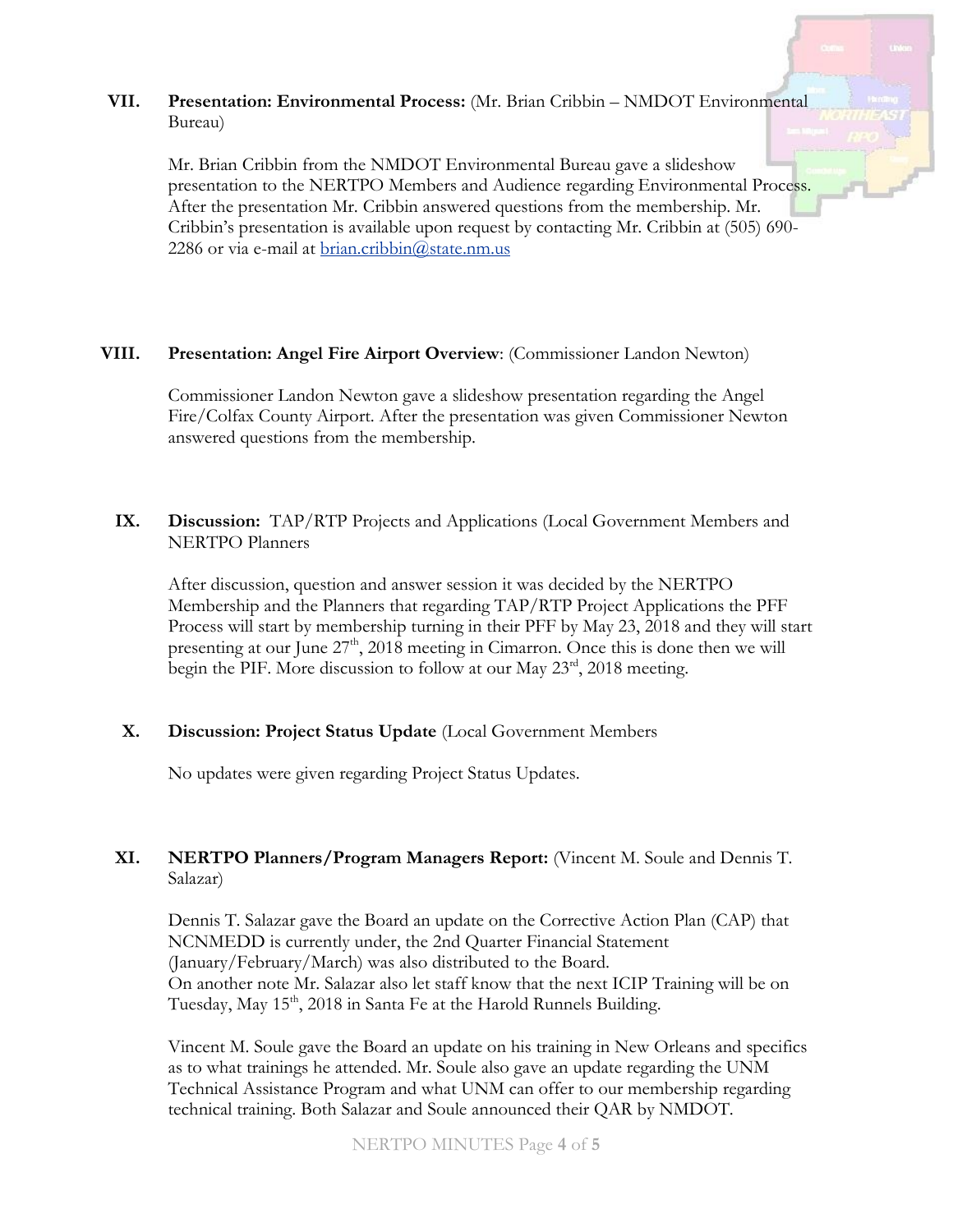**VII. Presentation: Environmental Process:** (Mr. Brian Cribbin – NMDOT Environmental Bureau)

Mr. Brian Cribbin from the NMDOT Environmental Bureau gave a slideshow presentation to the NERTPO Members and Audience regarding Environmental Process. After the presentation Mr. Cribbin answered questions from the membership. Mr. Cribbin's presentation is available upon request by contacting Mr. Cribbin at (505) 690-2286 or via e-mail at brian.cribbin@state.nm.us

**VIII. Presentation: Angel Fire Airport Overview**: (Commissioner Landon Newton)

Commissioner Landon Newton gave a slideshow presentation regarding the Angel Fire/Colfax County Airport. After the presentation was given Commissioner Newton answered questions from the membership.

**IX. Discussion:** TAP/RTP Projects and Applications (Local Government Members and NERTPO Planners

After discussion, question and answer session it was decided by the NERTPO Membership and the Planners that regarding TAP/RTP Project Applications the PFF Process will start by membership turning in their PFF by May 23, 2018 and they will start presenting at our June 27th, 2018 meeting in Cimarron. Once this is done then we will begin the PIF. More discussion to follow at our May 23rd, 2018 meeting.

**X. Discussion: Project Status Update** (Local Government Members

No updates were given regarding Project Status Updates.

**XI. NERTPO Planners/Program Managers Report:** (Vincent M. Soule and Dennis T. Salazar)

Dennis T. Salazar gave the Board an update on the Corrective Action Plan (CAP) that NCNMEDD is currently under, the 2nd Quarter Financial Statement (January/February/March) was also distributed to the Board.
On another note Mr. Salazar also let staff know that the next ICIP Training will be on Tuesday, May 15th, 2018 in Santa Fe at the Harold Runnels Building.

Vincent M. Soule gave the Board an update on his training in New Orleans and specifics as to what trainings he attended. Mr. Soule also gave an update regarding the UNM Technical Assistance Program and what UNM can offer to our membership regarding technical training. Both Salazar and Soule announced their QAR by NMDOT.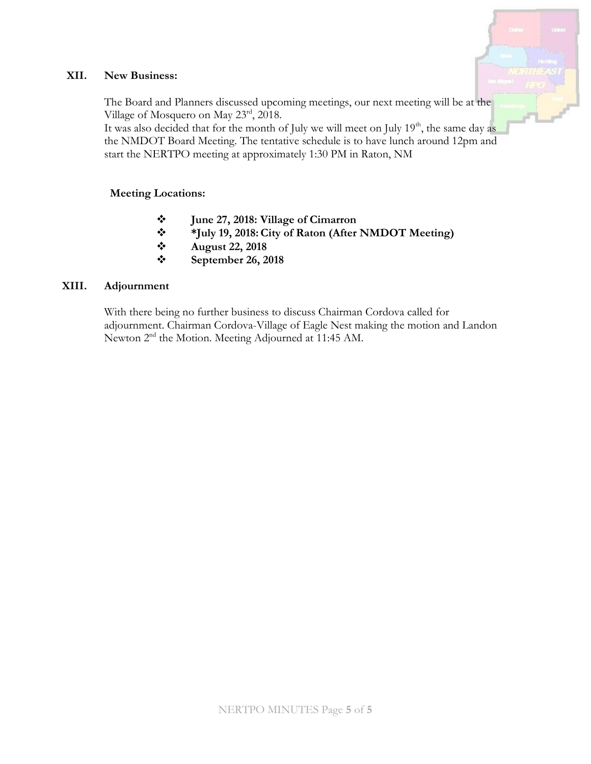## XII. New Business:

The Board and Planners discussed upcoming meetings, our next meeting will be at the Village of Mosquero on May 23rd, 2018.
It was also decided that for the month of July we will meet on July 19th, the same day as the NMDOT Board Meeting. The tentative schedule is to have lunch around 12pm and start the NERTPO meeting at approximately 1:30 PM in Raton, NM

### Meeting Locations:

- **June 27, 2018: Village of Cimarron**
- ***July 19, 2018: City of Raton (After NMDOT Meeting)**
- **August 22, 2018**
- **September 26, 2018**

## XIII. Adjournment

With there being no further business to discuss Chairman Cordova called for adjournment. Chairman Cordova-Village of Eagle Nest making the motion and Landon Newton 2nd the Motion. Meeting Adjourned at 11:45 AM.